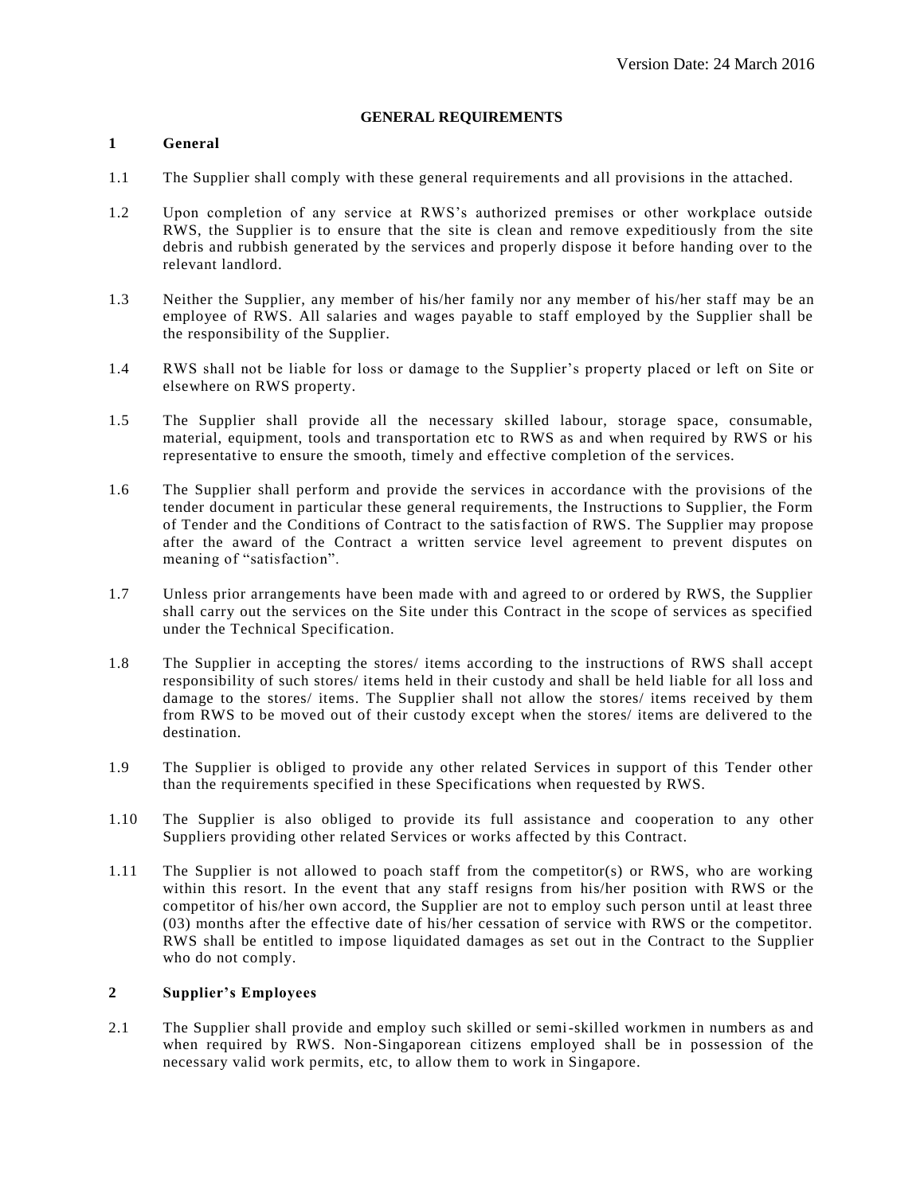Version Date: 24 March 2016

# GENERAL REQUIREMENTS

## 1 General

1.1 The Supplier shall comply with these general requirements and all provisions in the attached.

1.2 Upon completion of any service at RWS's authorized premises or other workplace outside RWS, the Supplier is to ensure that the site is clean and remove expeditiously from the site debris and rubbish generated by the services and properly dispose it before handing over to the relevant landlord.

1.3 Neither the Supplier, any member of his/her family nor any member of his/her staff may be an employee of RWS. All salaries and wages payable to staff employed by the Supplier shall be the responsibility of the Supplier.

1.4 RWS shall not be liable for loss or damage to the Supplier's property placed or left on Site or elsewhere on RWS property.

1.5 The Supplier shall provide all the necessary skilled labour, storage space, consumable, material, equipment, tools and transportation etc to RWS as and when required by RWS or his representative to ensure the smooth, timely and effective completion of the services.

1.6 The Supplier shall perform and provide the services in accordance with the provisions of the tender document in particular these general requirements, the Instructions to Supplier, the Form of Tender and the Conditions of Contract to the satisfaction of RWS. The Supplier may propose after the award of the Contract a written service level agreement to prevent disputes on meaning of "satisfaction".

1.7 Unless prior arrangements have been made with and agreed to or ordered by RWS, the Supplier shall carry out the services on the Site under this Contract in the scope of services as specified under the Technical Specification.

1.8 The Supplier in accepting the stores/ items according to the instructions of RWS shall accept responsibility of such stores/ items held in their custody and shall be held liable for all loss and damage to the stores/ items. The Supplier shall not allow the stores/ items received by them from RWS to be moved out of their custody except when the stores/ items are delivered to the destination.

1.9 The Supplier is obliged to provide any other related Services in support of this Tender other than the requirements specified in these Specifications when requested by RWS.

1.10 The Supplier is also obliged to provide its full assistance and cooperation to any other Suppliers providing other related Services or works affected by this Contract.

1.11 The Supplier is not allowed to poach staff from the competitor(s) or RWS, who are working within this resort. In the event that any staff resigns from his/her position with RWS or the competitor of his/her own accord, the Supplier are not to employ such person until at least three (03) months after the effective date of his/her cessation of service with RWS or the competitor. RWS shall be entitled to impose liquidated damages as set out in the Contract to the Supplier who do not comply.

## 2 Supplier's Employees

2.1 The Supplier shall provide and employ such skilled or semi-skilled workmen in numbers as and when required by RWS. Non-Singaporean citizens employed shall be in possession of the necessary valid work permits, etc, to allow them to work in Singapore.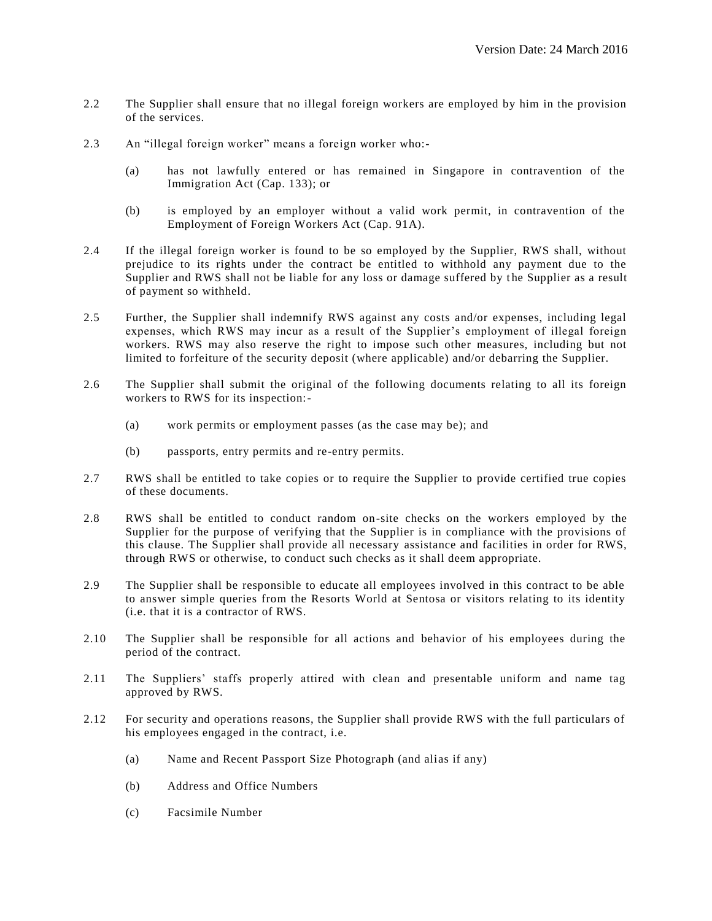2.2 The Supplier shall ensure that no illegal foreign workers are employed by him in the provision of the services.

2.3 An "illegal foreign worker" means a foreign worker who:-

(a) has not lawfully entered or has remained in Singapore in contravention of the Immigration Act (Cap. 133); or

(b) is employed by an employer without a valid work permit, in contravention of the Employment of Foreign Workers Act (Cap. 91A).

2.4 If the illegal foreign worker is found to be so employed by the Supplier, RWS shall, without prejudice to its rights under the contract be entitled to withhold any payment due to the Supplier and RWS shall not be liable for any loss or damage suffered by the Supplier as a result of payment so withheld.

2.5 Further, the Supplier shall indemnify RWS against any costs and/or expenses, including legal expenses, which RWS may incur as a result of the Supplier's employment of illegal foreign workers. RWS may also reserve the right to impose such other measures, including but not limited to forfeiture of the security deposit (where applicable) and/or debarring the Supplier.

2.6 The Supplier shall submit the original of the following documents relating to all its foreign workers to RWS for its inspection:-

(a) work permits or employment passes (as the case may be); and

(b) passports, entry permits and re-entry permits.

2.7 RWS shall be entitled to take copies or to require the Supplier to provide certified true copies of these documents.

2.8 RWS shall be entitled to conduct random on-site checks on the workers employed by the Supplier for the purpose of verifying that the Supplier is in compliance with the provisions of this clause. The Supplier shall provide all necessary assistance and facilities in order for RWS, through RWS or otherwise, to conduct such checks as it shall deem appropriate.

2.9 The Supplier shall be responsible to educate all employees involved in this contract to be able to answer simple queries from the Resorts World at Sentosa or visitors relating to its identity (i.e. that it is a contractor of RWS.

2.10 The Supplier shall be responsible for all actions and behavior of his employees during the period of the contract.

2.11 The Suppliers' staffs properly attired with clean and presentable uniform and name tag approved by RWS.

2.12 For security and operations reasons, the Supplier shall provide RWS with the full particulars of his employees engaged in the contract, i.e.

(a) Name and Recent Passport Size Photograph (and alias if any)

(b) Address and Office Numbers

(c) Facsimile Number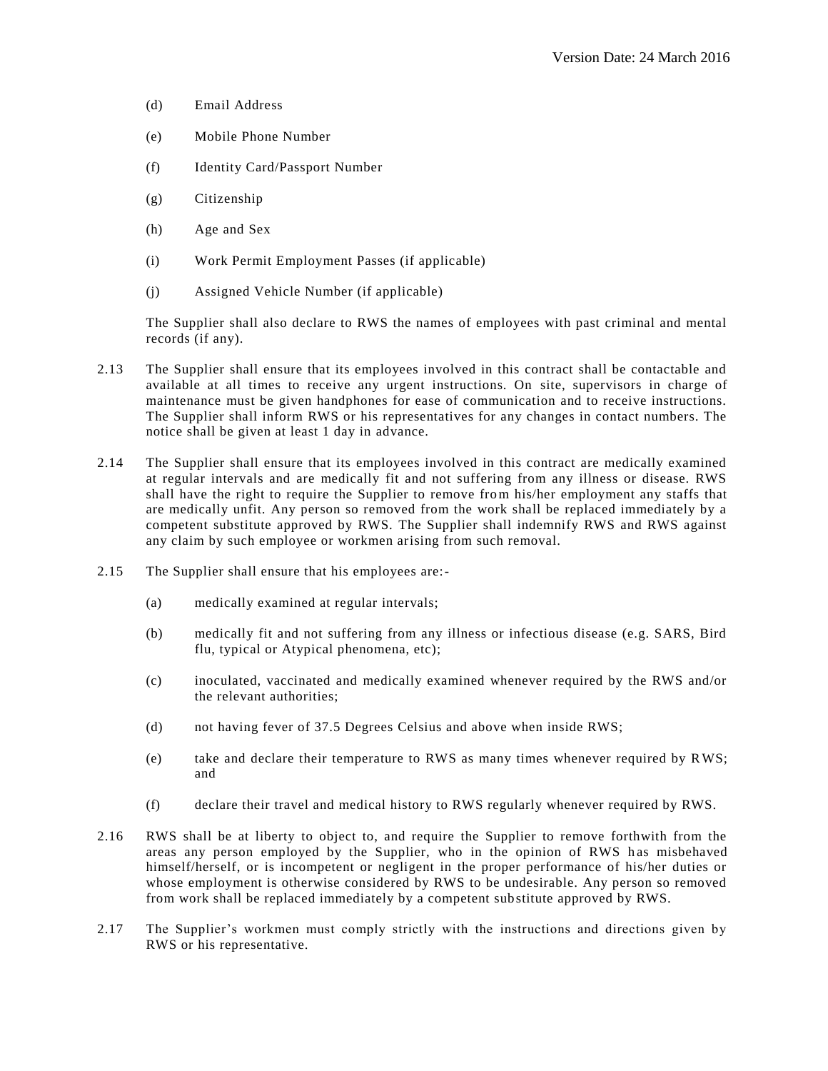(d) Email Address

(e) Mobile Phone Number

(f) Identity Card/Passport Number

(g) Citizenship

(h) Age and Sex

(i) Work Permit Employment Passes (if applicable)

(j) Assigned Vehicle Number (if applicable)

The Supplier shall also declare to RWS the names of employees with past criminal and mental records (if any).

2.13 The Supplier shall ensure that its employees involved in this contract shall be contactable and available at all times to receive any urgent instructions. On site, supervisors in charge of maintenance must be given handphones for ease of communication and to receive instructions. The Supplier shall inform RWS or his representatives for any changes in contact numbers. The notice shall be given at least 1 day in advance.

2.14 The Supplier shall ensure that its employees involved in this contract are medically examined at regular intervals and are medically fit and not suffering from any illness or disease. RWS shall have the right to require the Supplier to remove from his/her employment any staffs that are medically unfit. Any person so removed from the work shall be replaced immediately by a competent substitute approved by RWS. The Supplier shall indemnify RWS and RWS against any claim by such employee or workmen arising from such removal.

2.15 The Supplier shall ensure that his employees are:-

(a) medically examined at regular intervals;

(b) medically fit and not suffering from any illness or infectious disease (e.g. SARS, Bird flu, typical or Atypical phenomena, etc);

(c) inoculated, vaccinated and medically examined whenever required by the RWS and/or the relevant authorities;

(d) not having fever of 37.5 Degrees Celsius and above when inside RWS;

(e) take and declare their temperature to RWS as many times whenever required by RWS; and

(f) declare their travel and medical history to RWS regularly whenever required by RWS.

2.16 RWS shall be at liberty to object to, and require the Supplier to remove forthwith from the areas any person employed by the Supplier, who in the opinion of RWS has misbehaved himself/herself, or is incompetent or negligent in the proper performance of his/her duties or whose employment is otherwise considered by RWS to be undesirable. Any person so removed from work shall be replaced immediately by a competent substitute approved by RWS.

2.17 The Supplier's workmen must comply strictly with the instructions and directions given by RWS or his representative.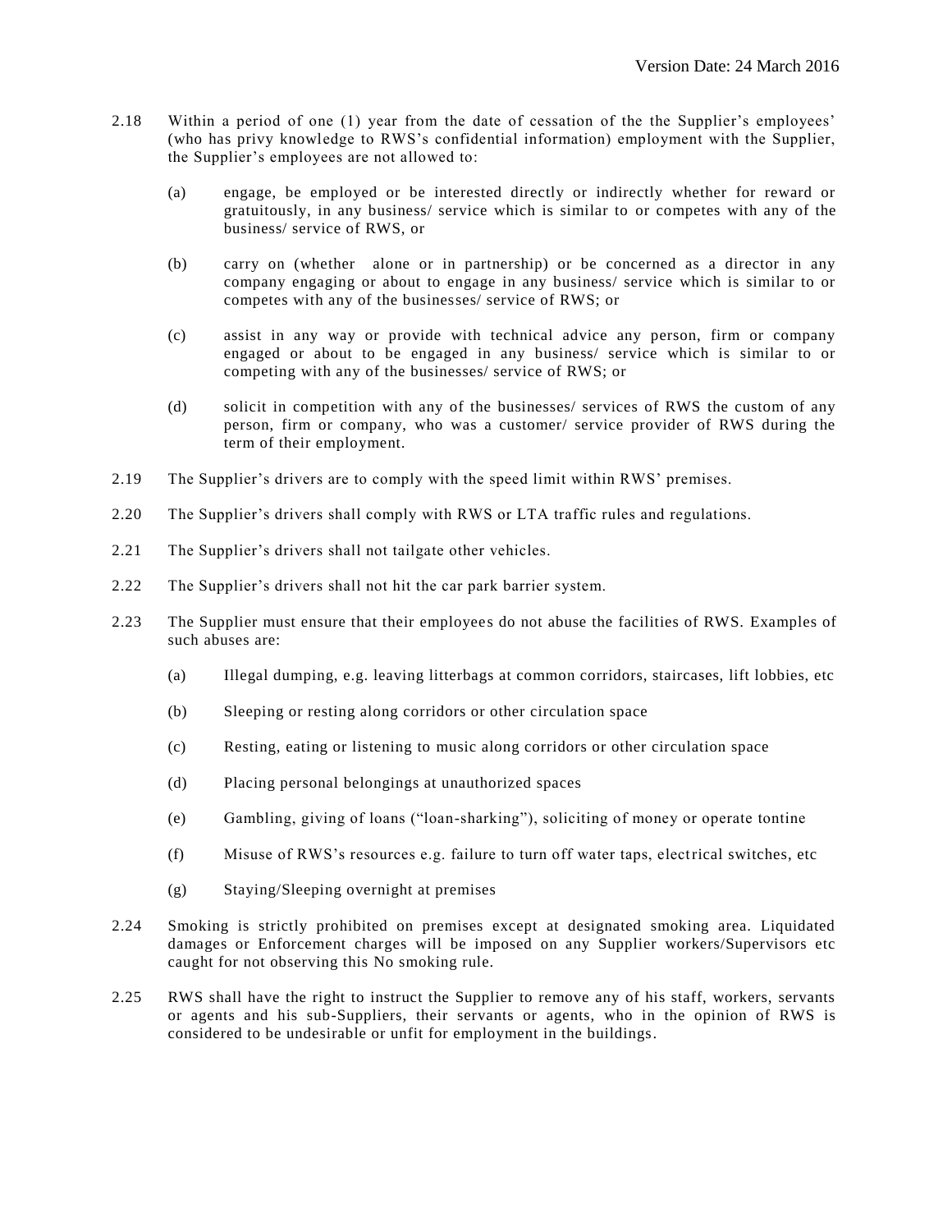2.18 Within a period of one (1) year from the date of cessation of the the Supplier's employees' (who has privy knowledge to RWS's confidential information) employment with the Supplier, the Supplier's employees are not allowed to:

(a) engage, be employed or be interested directly or indirectly whether for reward or gratuitously, in any business/ service which is similar to or competes with any of the business/ service of RWS, or

(b) carry on (whether alone or in partnership) or be concerned as a director in any company engaging or about to engage in any business/ service which is similar to or competes with any of the businesses/ service of RWS; or

(c) assist in any way or provide with technical advice any person, firm or company engaged or about to be engaged in any business/ service which is similar to or competing with any of the businesses/ service of RWS; or

(d) solicit in competition with any of the businesses/ services of RWS the custom of any person, firm or company, who was a customer/ service provider of RWS during the term of their employment.

2.19 The Supplier's drivers are to comply with the speed limit within RWS' premises.

2.20 The Supplier's drivers shall comply with RWS or LTA traffic rules and regulations.

2.21 The Supplier's drivers shall not tailgate other vehicles.

2.22 The Supplier's drivers shall not hit the car park barrier system.

2.23 The Supplier must ensure that their employees do not abuse the facilities of RWS. Examples of such abuses are:

(a) Illegal dumping, e.g. leaving litterbags at common corridors, staircases, lift lobbies, etc

(b) Sleeping or resting along corridors or other circulation space

(c) Resting, eating or listening to music along corridors or other circulation space

(d) Placing personal belongings at unauthorized spaces

(e) Gambling, giving of loans ("loan-sharking"), soliciting of money or operate tontine

(f) Misuse of RWS's resources e.g. failure to turn off water taps, electrical switches, etc

(g) Staying/Sleeping overnight at premises

2.24 Smoking is strictly prohibited on premises except at designated smoking area. Liquidated damages or Enforcement charges will be imposed on any Supplier workers/Supervisors etc caught for not observing this No smoking rule.

2.25 RWS shall have the right to instruct the Supplier to remove any of his staff, workers, servants or agents and his sub-Suppliers, their servants or agents, who in the opinion of RWS is considered to be undesirable or unfit for employment in the buildings.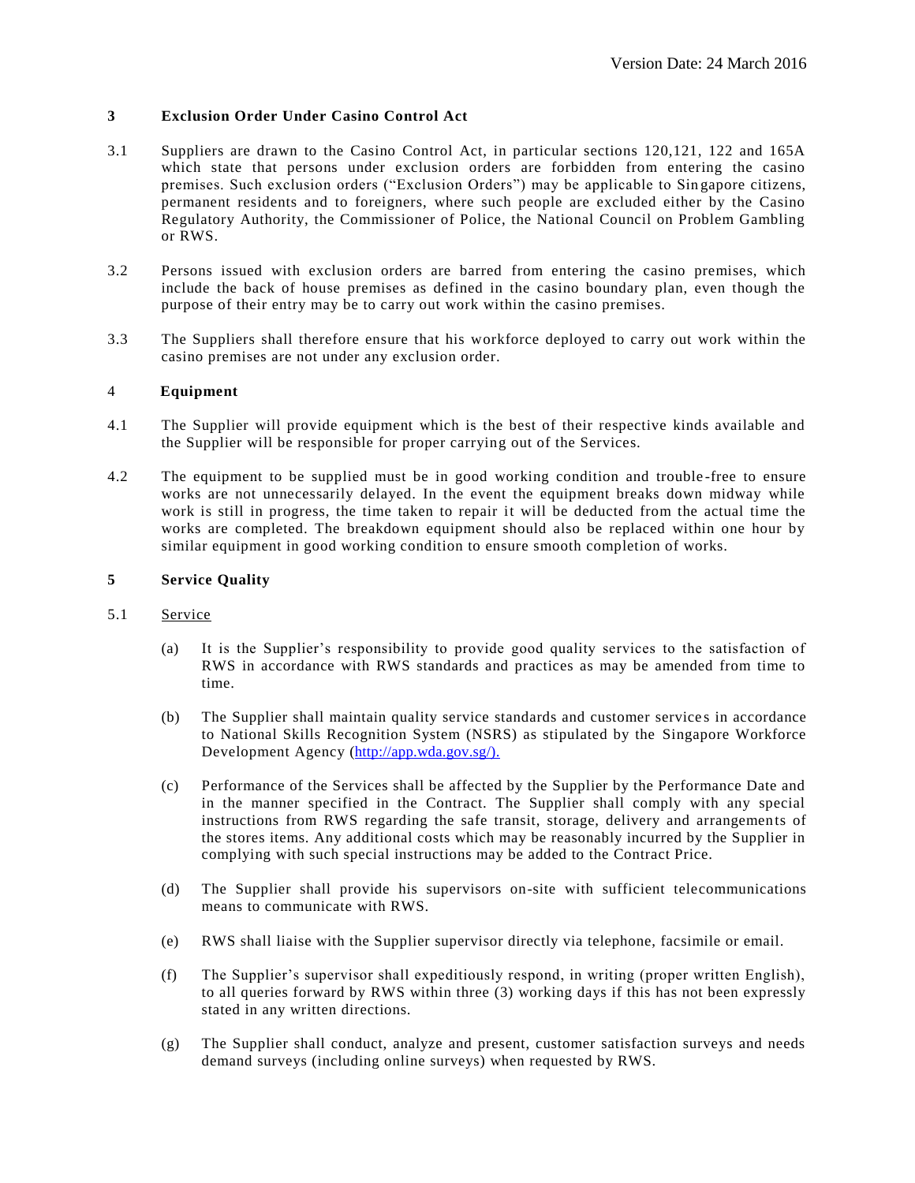## 3 Exclusion Order Under Casino Control Act

3.1 Suppliers are drawn to the Casino Control Act, in particular sections 120,121, 122 and 165A which state that persons under exclusion orders are forbidden from entering the casino premises. Such exclusion orders ("Exclusion Orders") may be applicable to Singapore citizens, permanent residents and to foreigners, where such people are excluded either by the Casino Regulatory Authority, the Commissioner of Police, the National Council on Problem Gambling or RWS.

3.2 Persons issued with exclusion orders are barred from entering the casino premises, which include the back of house premises as defined in the casino boundary plan, even though the purpose of their entry may be to carry out work within the casino premises.

3.3 The Suppliers shall therefore ensure that his workforce deployed to carry out work within the casino premises are not under any exclusion order.

## 4 Equipment

4.1 The Supplier will provide equipment which is the best of their respective kinds available and the Supplier will be responsible for proper carrying out of the Services.

4.2 The equipment to be supplied must be in good working condition and trouble-free to ensure works are not unnecessarily delayed. In the event the equipment breaks down midway while work is still in progress, the time taken to repair it will be deducted from the actual time the works are completed. The breakdown equipment should also be replaced within one hour by similar equipment in good working condition to ensure smooth completion of works.

## 5 Service Quality

5.1 Service

(a) It is the Supplier's responsibility to provide good quality services to the satisfaction of RWS in accordance with RWS standards and practices as may be amended from time to time.

(b) The Supplier shall maintain quality service standards and customer services in accordance to National Skills Recognition System (NSRS) as stipulated by the Singapore Workforce Development Agency (http://app.wda.gov.sg/).

(c) Performance of the Services shall be affected by the Supplier by the Performance Date and in the manner specified in the Contract. The Supplier shall comply with any special instructions from RWS regarding the safe transit, storage, delivery and arrangements of the stores items. Any additional costs which may be reasonably incurred by the Supplier in complying with such special instructions may be added to the Contract Price.

(d) The Supplier shall provide his supervisors on-site with sufficient telecommunications means to communicate with RWS.

(e) RWS shall liaise with the Supplier supervisor directly via telephone, facsimile or email.

(f) The Supplier's supervisor shall expeditiously respond, in writing (proper written English), to all queries forward by RWS within three (3) working days if this has not been expressly stated in any written directions.

(g) The Supplier shall conduct, analyze and present, customer satisfaction surveys and needs demand surveys (including online surveys) when requested by RWS.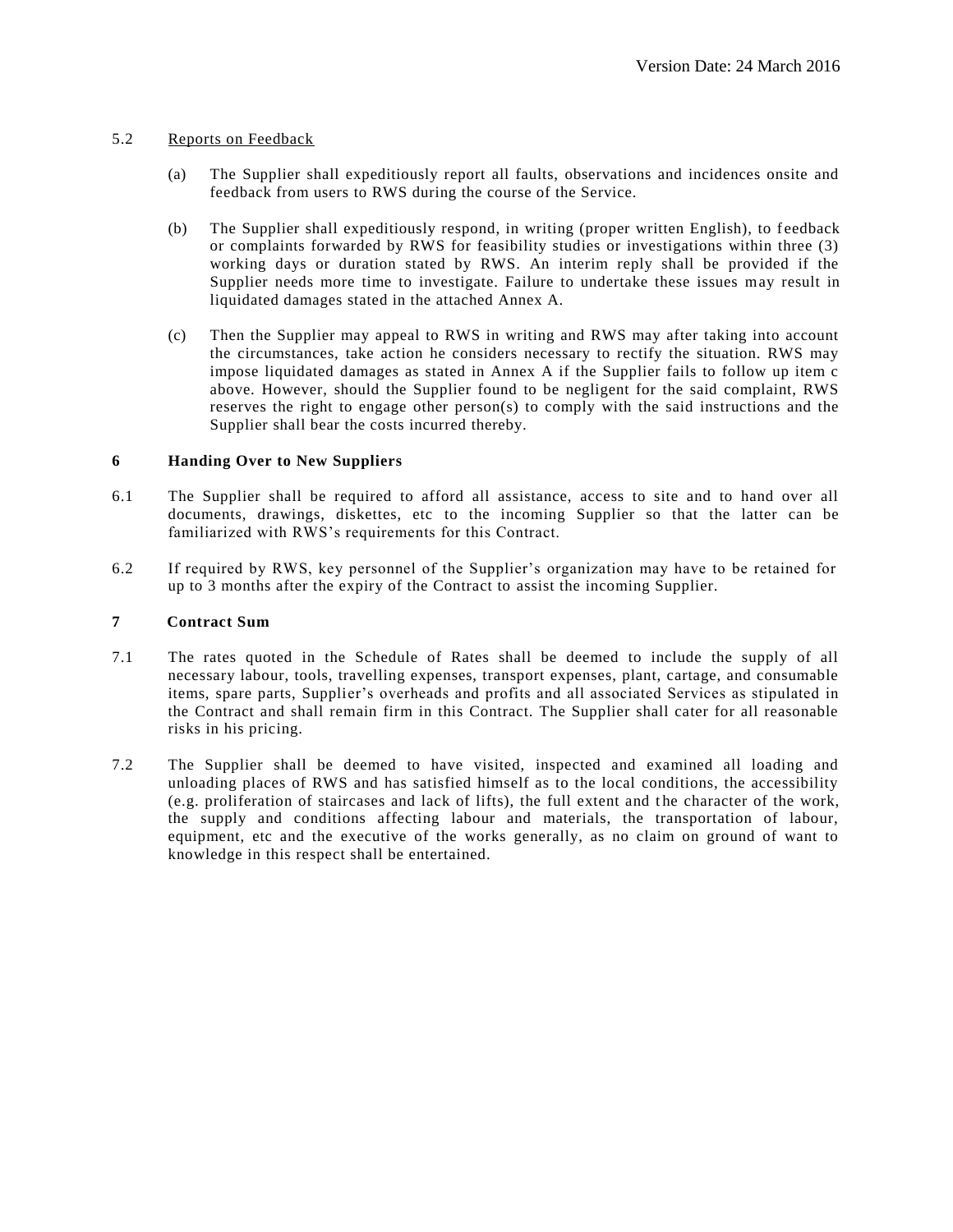5.2 Reports on Feedback

(a) The Supplier shall expeditiously report all faults, observations and incidences onsite and feedback from users to RWS during the course of the Service.

(b) The Supplier shall expeditiously respond, in writing (proper written English), to feedback or complaints forwarded by RWS for feasibility studies or investigations within three (3) working days or duration stated by RWS. An interim reply shall be provided if the Supplier needs more time to investigate. Failure to undertake these issues may result in liquidated damages stated in the attached Annex A.

(c) Then the Supplier may appeal to RWS in writing and RWS may after taking into account the circumstances, take action he considers necessary to rectify the situation. RWS may impose liquidated damages as stated in Annex A if the Supplier fails to follow up item c above. However, should the Supplier found to be negligent for the said complaint, RWS reserves the right to engage other person(s) to comply with the said instructions and the Supplier shall bear the costs incurred thereby.

## 6 Handing Over to New Suppliers

6.1 The Supplier shall be required to afford all assistance, access to site and to hand over all documents, drawings, diskettes, etc to the incoming Supplier so that the latter can be familiarized with RWS's requirements for this Contract.

6.2 If required by RWS, key personnel of the Supplier's organization may have to be retained for up to 3 months after the expiry of the Contract to assist the incoming Supplier.

## 7 Contract Sum

7.1 The rates quoted in the Schedule of Rates shall be deemed to include the supply of all necessary labour, tools, travelling expenses, transport expenses, plant, cartage, and consumable items, spare parts, Supplier's overheads and profits and all associated Services as stipulated in the Contract and shall remain firm in this Contract. The Supplier shall cater for all reasonable risks in his pricing.

7.2 The Supplier shall be deemed to have visited, inspected and examined all loading and unloading places of RWS and has satisfied himself as to the local conditions, the accessibility (e.g. proliferation of staircases and lack of lifts), the full extent and the character of the work, the supply and conditions affecting labour and materials, the transportation of labour, equipment, etc and the executive of the works generally, as no claim on ground of want to knowledge in this respect shall be entertained.